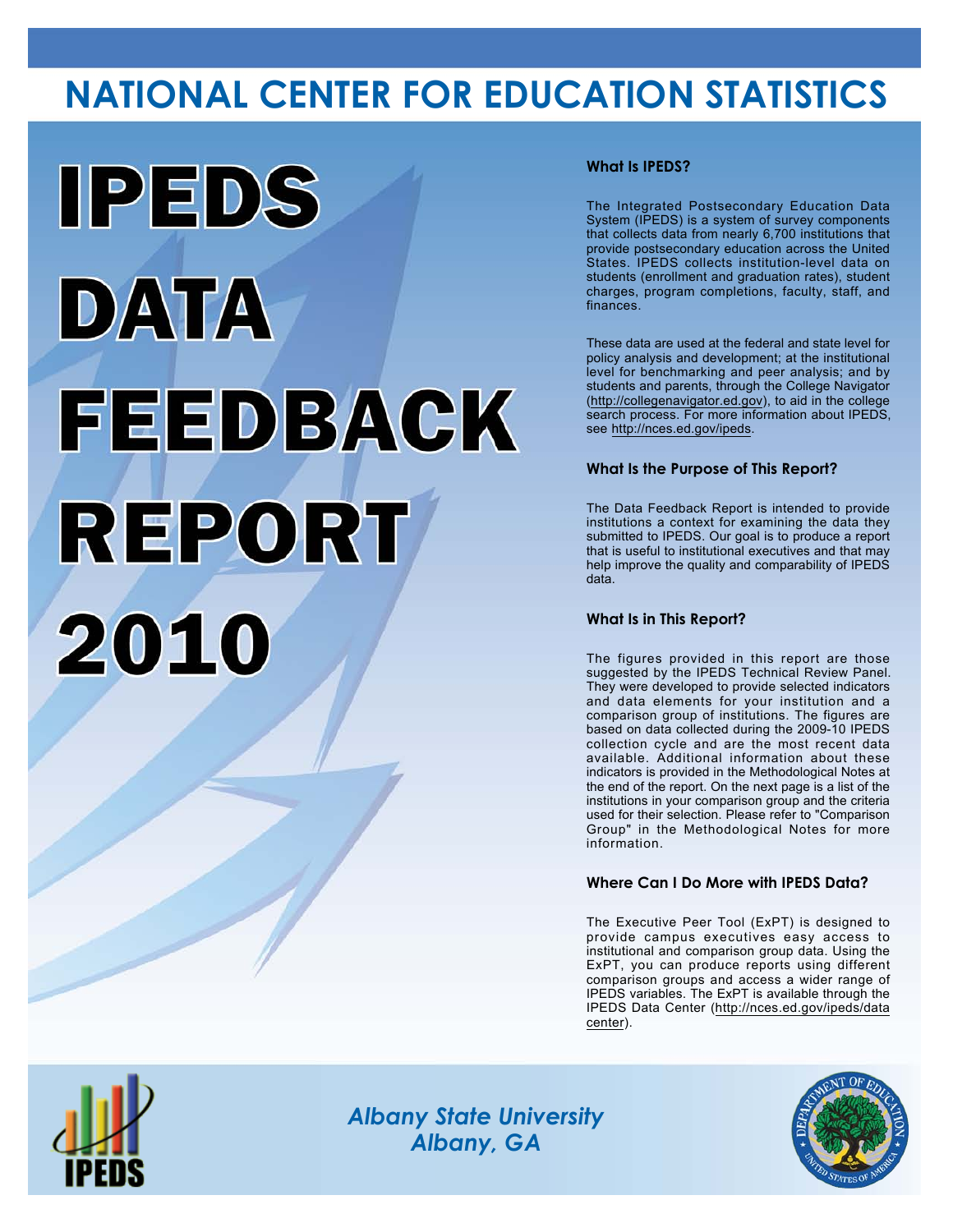# NATIONAL CENTER FOR EDUCATION STATISTICS

# IPEDS DATA FEEDBACK REPORT 2010

### What Is IPEDS?

The Integrated Postsecondary Education Data System (IPEDS) is a system of survey components that collects data from nearly 6,700 institutions that provide postsecondary education across the United States. IPEDS collects institution-level data on students (enrollment and graduation rates), student charges, program completions, faculty, staff, and finances.

These data are used at the federal and state level for policy analysis and development; at the institutional level for benchmarking and peer analysis; and by students and parents, through the College Navigator (http://collegenavigator.ed.gov), to aid in the college search process. For more information about IPEDS, see http://nces.ed.gov/ipeds.

### What Is the Purpose of This Report?

The Data Feedback Report is intended to provide institutions a context for examining the data they submitted to IPEDS. Our goal is to produce a report that is useful to institutional executives and that may help improve the quality and comparability of IPEDS data.

### What Is in This Report?

The figures provided in this report are those suggested by the IPEDS Technical Review Panel. They were developed to provide selected indicators and data elements for your institution and a comparison group of institutions. The figures are based on data collected during the 2009-10 IPEDS collection cycle and are the most recent data available. Additional information about these indicators is provided in the Methodological Notes at the end of the report. On the next page is a list of the institutions in your comparison group and the criteria used for their selection. Please refer to "Comparison Group" in the Methodological Notes for more information.

### Where Can I Do More with IPEDS Data?

The Executive Peer Tool (ExPT) is designed to provide campus executives easy access to institutional and comparison group data. Using the ExPT, you can produce reports using different comparison groups and access a wider range of IPEDS variables. The ExPT is available through the IPEDS Data Center (http://nces.ed.gov/ipeds/datacenter).

*Albany State University*
*Albany, GA*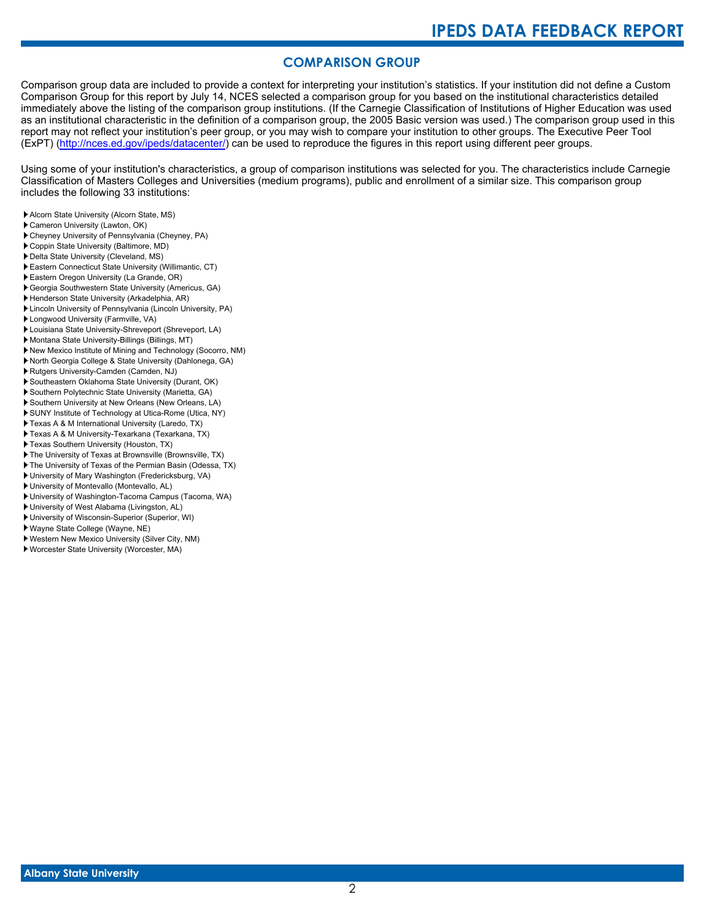## COMPARISON GROUP

Comparison group data are included to provide a context for interpreting your institution's statistics. If your institution did not define a Custom Comparison Group for this report by July 14, NCES selected a comparison group for you based on the institutional characteristics detailed immediately above the listing of the comparison group institutions. (If the Carnegie Classification of Institutions of Higher Education was used as an institutional characteristic in the definition of a comparison group, the 2005 Basic version was used.) The comparison group used in this report may not reflect your institution's peer group, or you may wish to compare your institution to other groups. The Executive Peer Tool (ExPT) (http://nces.ed.gov/ipeds/datacenter/) can be used to reproduce the figures in this report using different peer groups.

Using some of your institution's characteristics, a group of comparison institutions was selected for you. The characteristics include Carnegie Classification of Masters Colleges and Universities (medium programs), public and enrollment of a similar size. This comparison group includes the following 33 institutions:

- Alcorn State University (Alcorn State, MS)
- Cameron University (Lawton, OK)
- Cheyney University of Pennsylvania (Cheyney, PA)
- Coppin State University (Baltimore, MD)
- Delta State University (Cleveland, MS)
- Eastern Connecticut State University (Willimantic, CT)
- Eastern Oregon University (La Grande, OR)
- Georgia Southwestern State University (Americus, GA)
- Henderson State University (Arkadelphia, AR)
- Lincoln University of Pennsylvania (Lincoln University, PA)
- Longwood University (Farmville, VA)
- Louisiana State University-Shreveport (Shreveport, LA)
- Montana State University-Billings (Billings, MT)
- New Mexico Institute of Mining and Technology (Socorro, NM)
- North Georgia College & State University (Dahlonega, GA)
- Rutgers University-Camden (Camden, NJ)
- Southeastern Oklahoma State University (Durant, OK)
- Southern Polytechnic State University (Marietta, GA)
- Southern University at New Orleans (New Orleans, LA)
- SUNY Institute of Technology at Utica-Rome (Utica, NY)
- Texas A & M International University (Laredo, TX)
- Texas A & M University-Texarkana (Texarkana, TX)
- Texas Southern University (Houston, TX)
- The University of Texas at Brownsville (Brownsville, TX)
- The University of Texas of the Permian Basin (Odessa, TX)
- University of Mary Washington (Fredericksburg, VA)
- University of Montevallo (Montevallo, AL)
- University of Washington-Tacoma Campus (Tacoma, WA)
- University of West Alabama (Livingston, AL)
- University of Wisconsin-Superior (Superior, WI)
- Wayne State College (Wayne, NE)
- Western New Mexico University (Silver City, NM)
- Worcester State University (Worcester, MA)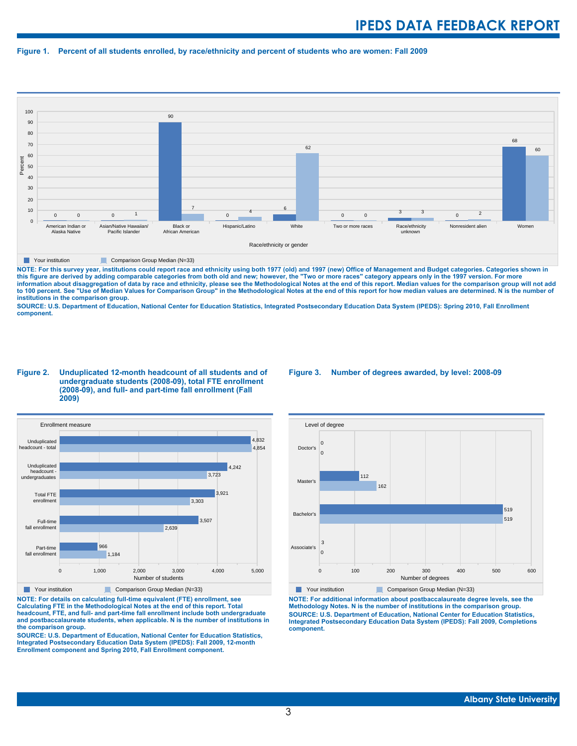**Figure 1. Percent of all students enrolled, by race/ethnicity and percent of students who are women: Fall 2009**

| Race/ethnicity or gender | Your institution | Comparison Group Median (N=33) |
|---|---|---|
| American Indian or Alaska Native | 0 | 0 |
| Asian/Native Hawaiian/ Pacific Islander | 0 | 1 |
| Black or African American | 90 | 7 |
| Hispanic/Latino | 0 | 4 |
| White | 6 | 62 |
| Two or more races | 0 | 0 |
| Race/ethnicity unknown | 3 | 3 |
| Nonresident alien | 0 | 2 |
| Women | 68 | 60 |

**NOTE: For this survey year, institutions could report race and ethnicity using both 1977 (old) and 1997 (new) Office of Management and Budget categories. Categories shown in this figure are derived by adding comparable categories from both old and new; however, the "Two or more races" category appears only in the 1997 version. For more information about disaggregation of data by race and ethnicity, please see the Methodological Notes at the end of this report. Median values for the comparison group will not add to 100 percent. See "Use of Median Values for Comparison Group" in the Methodological Notes at the end of this report for how median values are determined. N is the number of institutions in the comparison group.**

**SOURCE: U.S. Department of Education, National Center for Education Statistics, Integrated Postsecondary Education Data System (IPEDS): Spring 2010, Fall Enrollment component.**

**Figure 2. Unduplicated 12-month headcount of all students and of undergraduate students (2008-09), total FTE enrollment (2008-09), and full- and part-time fall enrollment (Fall 2009)**

| Enrollment measure | Your institution | Comparison Group Median (N=33) |
|---|---|---|
| Unduplicated headcount - total | 4,832 | 4,854 |
| Unduplicated headcount - undergraduates | 4,242 | 3,723 |
| Total FTE enrollment | 3,921 | 3,303 |
| Full-time fall enrollment | 3,507 | 2,639 |
| Part-time fall enrollment | 966 | 1,184 |

**NOTE: For details on calculating full-time equivalent (FTE) enrollment, see Calculating FTE in the Methodological Notes at the end of this report. Total headcount, FTE, and full- and part-time fall enrollment include both undergraduate and postbaccalaureate students, when applicable. N is the number of institutions in the comparison group.**

**SOURCE: U.S. Department of Education, National Center for Education Statistics, Integrated Postsecondary Education Data System (IPEDS): Fall 2009, 12-month Enrollment component and Spring 2010, Fall Enrollment component.**

**Figure 3. Number of degrees awarded, by level: 2008-09**

| Level of degree | Your institution | Comparison Group Median (N=33) |
|---|---|---|
| Doctor's | 0 | 0 |
| Master's | 112 | 162 |
| Bachelor's | 519 | 519 |
| Associate's | 3 | 0 |

**NOTE: For additional information about postbaccalaureate degree levels, see the Methodology Notes. N is the number of institutions in the comparison group.**

**SOURCE: U.S. Department of Education, National Center for Education Statistics, Integrated Postsecondary Education Data System (IPEDS): Fall 2009, Completions component.**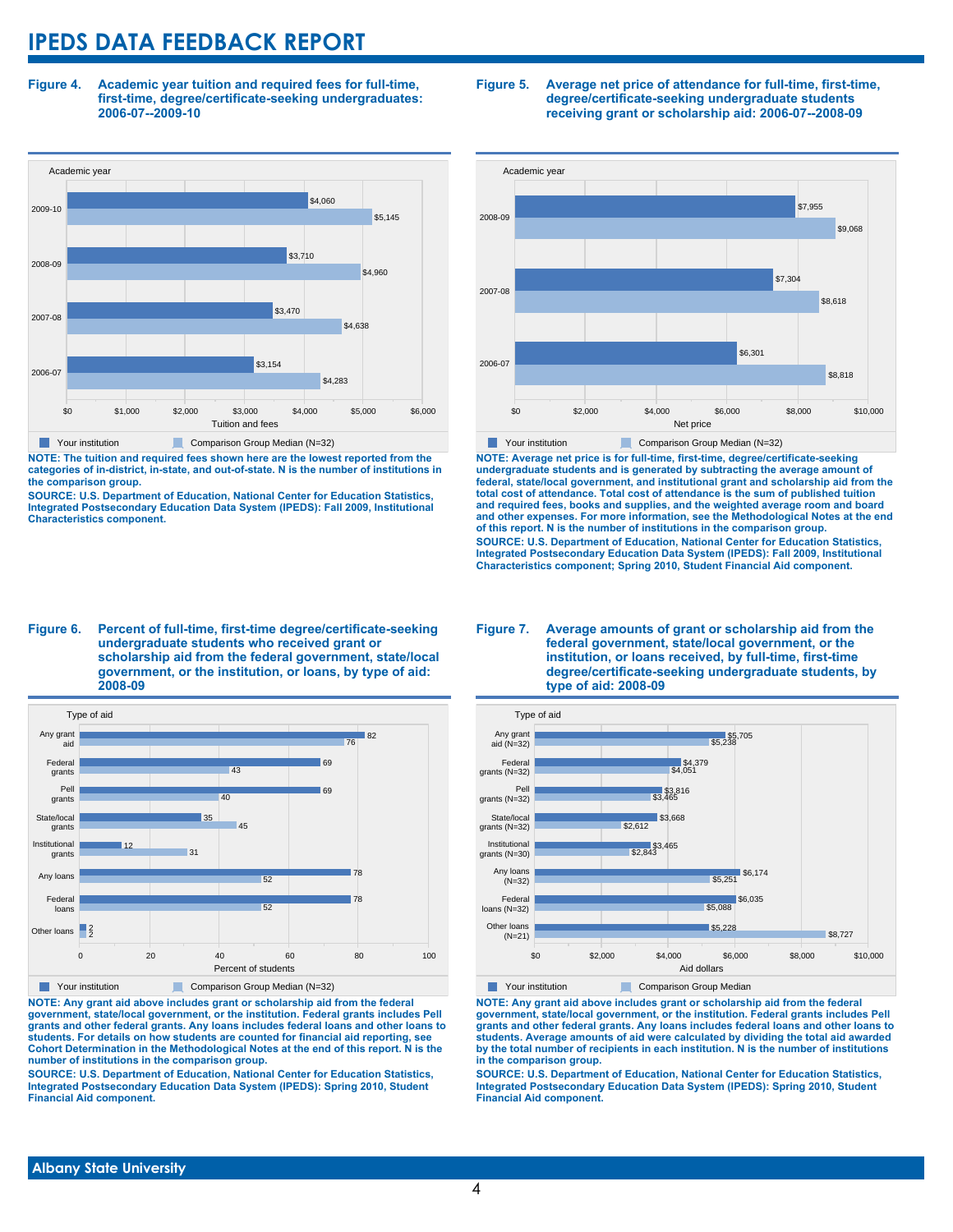# IPEDS DATA FEEDBACK REPORT

**Figure 4. Academic year tuition and required fees for full-time, first-time, degree/certificate-seeking undergraduates: 2006-07--2009-10**

| Academic year | Your institution | Comparison Group Median (N=32) |
|---|---|---|
| 2009-10 | $4,060 | $5,145 |
| 2008-09 | $3,710 | $4,960 |
| 2007-08 | $3,470 | $4,638 |
| 2006-07 | $3,154 | $4,283 |

**NOTE: The tuition and required fees shown here are the lowest reported from the categories of in-district, in-state, and out-of-state. N is the number of institutions in the comparison group.**

**SOURCE: U.S. Department of Education, National Center for Education Statistics, Integrated Postsecondary Education Data System (IPEDS): Fall 2009, Institutional Characteristics component.**

**Figure 5. Average net price of attendance for full-time, first-time, degree/certificate-seeking undergraduate students receiving grant or scholarship aid: 2006-07--2008-09**

| Academic year | Your institution | Comparison Group Median (N=32) |
|---|---|---|
| 2008-09 | $7,955 | $9,068 |
| 2007-08 | $7,304 | $8,618 |
| 2006-07 | $6,301 | $8,818 |

**NOTE: Average net price is for full-time, first-time, degree/certificate-seeking undergraduate students and is generated by subtracting the average amount of federal, state/local government, and institutional grant and scholarship aid from the total cost of attendance. Total cost of attendance is the sum of published tuition and required fees, books and supplies, and the weighted average room and board and other expenses. For more information, see the Methodological Notes at the end of this report. N is the number of institutions in the comparison group.**

**SOURCE: U.S. Department of Education, National Center for Education Statistics, Integrated Postsecondary Education Data System (IPEDS): Fall 2009, Institutional Characteristics component; Spring 2010, Student Financial Aid component.**

**Figure 6. Percent of full-time, first-time degree/certificate-seeking undergraduate students who received grant or scholarship aid from the federal government, state/local government, or the institution, or loans, by type of aid: 2008-09**

| Type of aid | Your institution | Comparison Group Median (N=32) |
|---|---|---|
| Any grant aid | 82 | 76 |
| Federal grants | 69 | 43 |
| Pell grants | 69 | 40 |
| State/local grants | 35 | 45 |
| Institutional grants | 12 | 31 |
| Any loans | 78 | 52 |
| Federal loans | 78 | 52 |
| Other loans | 2 | 2 |

**NOTE: Any grant aid above includes grant or scholarship aid from the federal government, state/local government, or the institution. Federal grants includes Pell grants and other federal grants. Any loans includes federal loans and other loans to students. For details on how students are counted for financial aid reporting, see Cohort Determination in the Methodological Notes at the end of this report. N is the number of institutions in the comparison group.**

**SOURCE: U.S. Department of Education, National Center for Education Statistics, Integrated Postsecondary Education Data System (IPEDS): Spring 2010, Student Financial Aid component.**

**Figure 7. Average amounts of grant or scholarship aid from the federal government, state/local government, or the institution, or loans received, by full-time, first-time degree/certificate-seeking undergraduate students, by type of aid: 2008-09**

| Type of aid | Your institution | Comparison Group Median |
|---|---|---|
| Any grant aid (N=32) | $5,705 | $5,238 |
| Federal grants (N=32) | $4,379 | $4,051 |
| Pell grants (N=32) | $3,816 | $3,465 |
| State/local grants (N=32) | $3,668 | $2,612 |
| Institutional grants (N=30) | $3,465 | $2,843 |
| Any loans (N=32) | $6,174 | $5,251 |
| Federal loans (N=32) | $6,035 | $5,088 |
| Other loans (N=21) | $5,228 | $8,727 |

**NOTE: Any grant aid above includes grant or scholarship aid from the federal government, state/local government, or the institution. Federal grants includes Pell grants and other federal grants. Any loans includes federal loans and other loans to students. Average amounts of aid were calculated by dividing the total aid awarded by the total number of recipients in each institution. N is the number of institutions in the comparison group.**

**SOURCE: U.S. Department of Education, National Center for Education Statistics, Integrated Postsecondary Education Data System (IPEDS): Spring 2010, Student Financial Aid component.**

**Albany State University**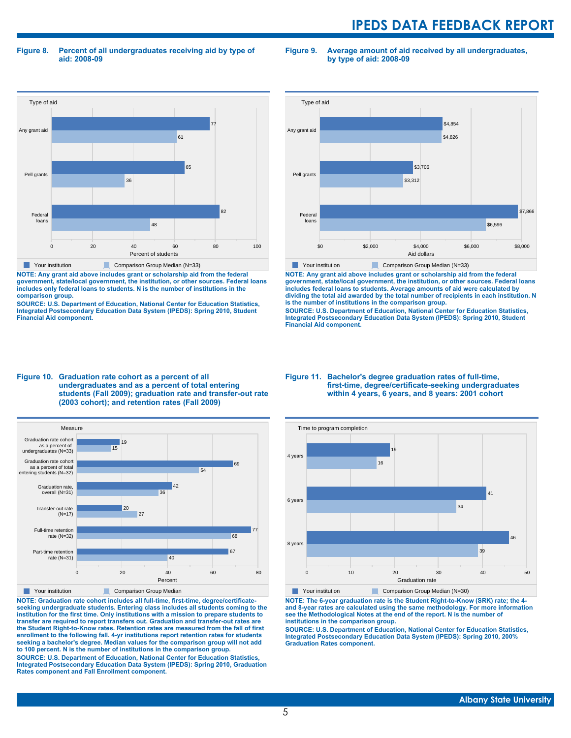**Figure 8. Percent of all undergraduates receiving aid by type of aid: 2008-09**

| Type of aid | Your institution | Comparison Group Median (N=33) |
|---|---|---|
| Any grant aid | 77 | 61 |
| Pell grants | 65 | 36 |
| Federal loans | 82 | 48 |

Percent of students

**NOTE: Any grant aid above includes grant or scholarship aid from the federal government, state/local government, the institution, or other sources. Federal loans includes only federal loans to students. N is the number of institutions in the comparison group.**
**SOURCE: U.S. Department of Education, National Center for Education Statistics, Integrated Postsecondary Education Data System (IPEDS): Spring 2010, Student Financial Aid component.**

**Figure 9. Average amount of aid received by all undergraduates, by type of aid: 2008-09**

| Type of aid | Your institution | Comparison Group Median (N=33) |
|---|---|---|
| Any grant aid | $4,854 | $4,826 |
| Pell grants | $3,706 | $3,312 |
| Federal loans | $7,866 | $6,596 |

Aid dollars

**NOTE: Any grant aid above includes grant or scholarship aid from the federal government, state/local government, the institution, or other sources. Federal loans includes federal loans to students. Average amounts of aid were calculated by dividing the total aid awarded by the total number of recipients in each institution. N is the number of institutions in the comparison group.**
**SOURCE: U.S. Department of Education, National Center for Education Statistics, Integrated Postsecondary Education Data System (IPEDS): Spring 2010, Student Financial Aid component.**

**Figure 10. Graduation rate cohort as a percent of all undergraduates and as a percent of total entering students (Fall 2009); graduation rate and transfer-out rate (2003 cohort); and retention rates (Fall 2009)**

| Measure | Your institution | Comparison Group Median |
|---|---|---|
| Graduation rate cohort as a percent of undergraduates (N=33) | 19 | 15 |
| Graduation rate cohort as a percent of total entering students (N=32) | 69 | 54 |
| Graduation rate, overall (N=31) | 42 | 36 |
| Transfer-out rate (N=17) | 20 | 27 |
| Full-time retention rate (N=32) | 77 | 68 |
| Part-time retention rate (N=31) | 67 | 40 |

Percent

**NOTE: Graduation rate cohort includes all full-time, first-time, degree/certificate-seeking undergraduate students. Entering class includes all students coming to the institution for the first time. Only institutions with a mission to prepare students to transfer are required to report transfers out. Graduation and transfer-out rates are the Student Right-to-Know rates. Retention rates are measured from the fall of first enrollment to the following fall. 4-yr institutions report retention rates for students seeking a bachelor's degree. Median values for the comparison group will not add to 100 percent. N is the number of institutions in the comparison group.**
**SOURCE: U.S. Department of Education, National Center for Education Statistics, Integrated Postsecondary Education Data System (IPEDS): Spring 2010, Graduation Rates component and Fall Enrollment component.**

**Figure 11. Bachelor's degree graduation rates of full-time, first-time, degree/certificate-seeking undergraduates within 4 years, 6 years, and 8 years: 2001 cohort**

| Time to program completion | Your institution | Comparison Group Median (N=30) |
|---|---|---|
| 4 years | 19 | 16 |
| 6 years | 41 | 34 |
| 8 years | 46 | 39 |

Graduation rate

**NOTE: The 6-year graduation rate is the Student Right-to-Know (SRK) rate; the 4- and 8-year rates are calculated using the same methodology. For more information see the Methodological Notes at the end of the report. N is the number of institutions in the comparison group.**
**SOURCE: U.S. Department of Education, National Center for Education Statistics, Integrated Postsecondary Education Data System (IPEDS): Spring 2010, 200% Graduation Rates component.**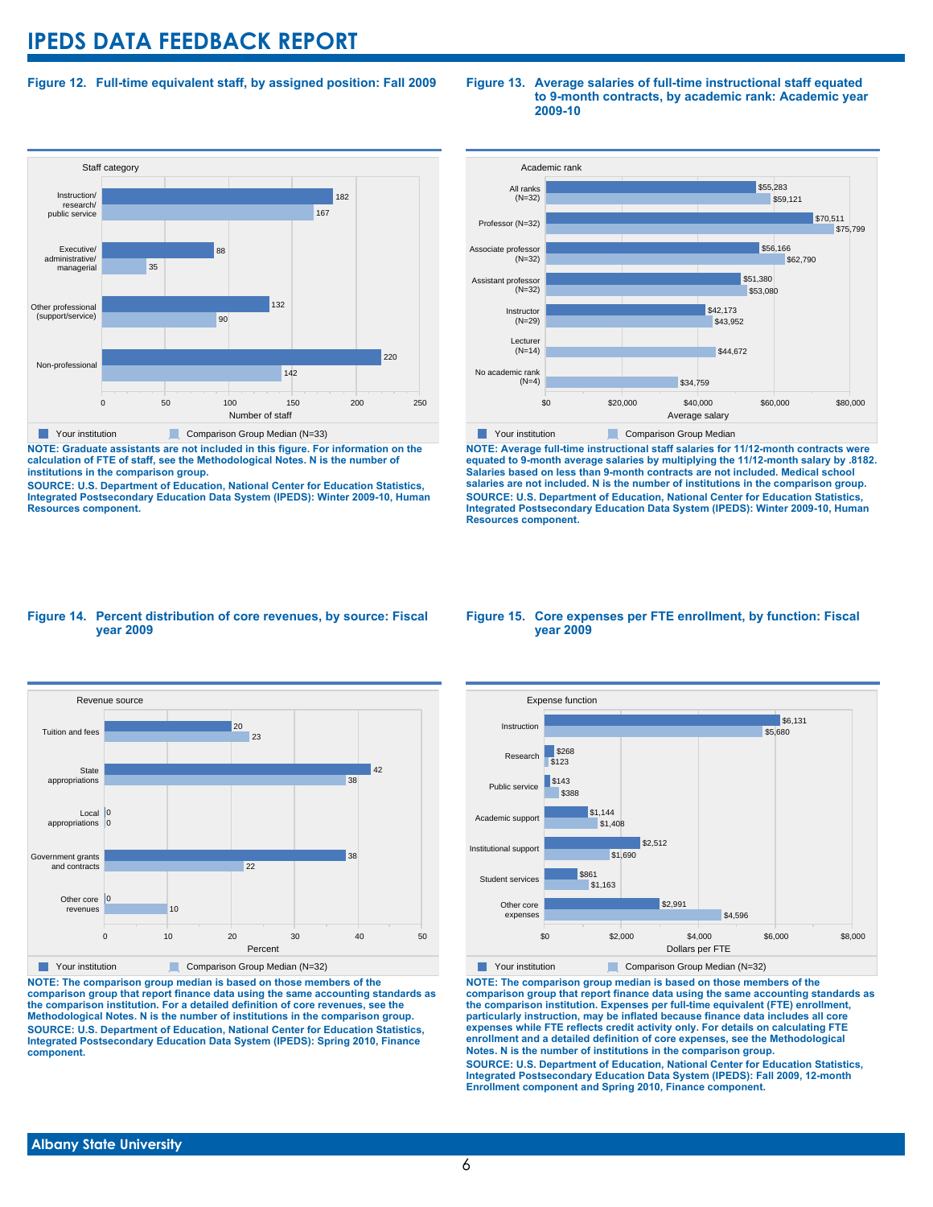# IPEDS DATA FEEDBACK REPORT

**Figure 12. Full-time equivalent staff, by assigned position: Fall 2009**

| Staff category | Your institution | Comparison Group Median (N=33) |
|---|---|---|
| Instruction/ research/ public service | 182 | 167 |
| Executive/ administrative/ managerial | 88 | 35 |
| Other professional (support/service) | 132 | 90 |
| Non-professional | 220 | 142 |

**NOTE: Graduate assistants are not included in this figure. For information on the calculation of FTE of staff, see the Methodological Notes. N is the number of institutions in the comparison group.**

**SOURCE: U.S. Department of Education, National Center for Education Statistics, Integrated Postsecondary Education Data System (IPEDS): Winter 2009-10, Human Resources component.**

**Figure 13. Average salaries of full-time instructional staff equated to 9-month contracts, by academic rank: Academic year 2009-10**

| Academic rank | Your institution | Comparison Group Median |
|---|---|---|
| All ranks (N=32) | $55,283 | $59,121 |
| Professor (N=32) | $70,511 | $75,799 |
| Associate professor (N=32) | $56,166 | $62,790 |
| Assistant professor (N=32) | $51,380 | $53,080 |
| Instructor (N=29) | $42,173 | $43,952 |
| Lecturer (N=14) | | $44,672 |
| No academic rank (N=4) | | $34,759 |

**NOTE: Average full-time instructional staff salaries for 11/12-month contracts were equated to 9-month average salaries by multiplying the 11/12-month salary by .8182. Salaries based on less than 9-month contracts are not included. Medical school salaries are not included. N is the number of institutions in the comparison group.**

**SOURCE: U.S. Department of Education, National Center for Education Statistics, Integrated Postsecondary Education Data System (IPEDS): Winter 2009-10, Human Resources component.**

**Figure 14. Percent distribution of core revenues, by source: Fiscal year 2009**

| Revenue source | Your institution | Comparison Group Median (N=32) |
|---|---|---|
| Tuition and fees | 20 | 23 |
| State appropriations | 42 | 38 |
| Local appropriations | 0 | 0 |
| Government grants and contracts | 38 | 22 |
| Other core revenues | 0 | 10 |

**NOTE: The comparison group median is based on those members of the comparison group that report finance data using the same accounting standards as the comparison institution. For a detailed definition of core revenues, see the Methodological Notes. N is the number of institutions in the comparison group.**

**SOURCE: U.S. Department of Education, National Center for Education Statistics, Integrated Postsecondary Education Data System (IPEDS): Spring 2010, Finance component.**

**Figure 15. Core expenses per FTE enrollment, by function: Fiscal year 2009**

| Expense function | Your institution | Comparison Group Median (N=32) |
|---|---|---|
| Instruction | $6,131 | $5,680 |
| Research | $268 | $123 |
| Public service | $143 | $388 |
| Academic support | $1,144 | $1,408 |
| Institutional support | $2,512 | $1,690 |
| Student services | $861 | $1,163 |
| Other core expenses | $2,991 | $4,596 |

**NOTE: The comparison group median is based on those members of the comparison group that report finance data using the same accounting standards as the comparison institution. Expenses per full-time equivalent (FTE) enrollment, particularly instruction, may be inflated because finance data includes all core expenses while FTE reflects credit activity only. For details on calculating FTE enrollment and a detailed definition of core expenses, see the Methodological Notes. N is the number of institutions in the comparison group.**

**SOURCE: U.S. Department of Education, National Center for Education Statistics, Integrated Postsecondary Education Data System (IPEDS): Fall 2009, 12-month Enrollment component and Spring 2010, Finance component.**

**Albany State University**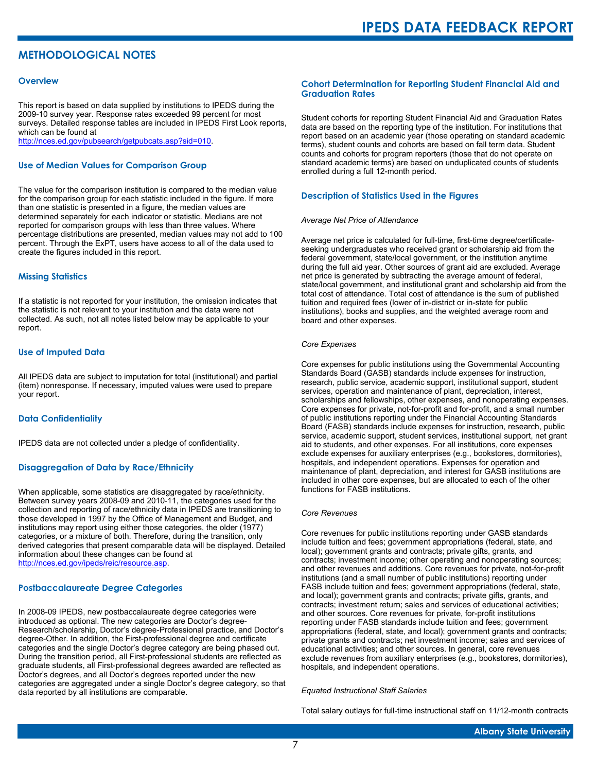# METHODOLOGICAL NOTES

## Overview

This report is based on data supplied by institutions to IPEDS during the 2009-10 survey year. Response rates exceeded 99 percent for most surveys. Detailed response tables are included in IPEDS First Look reports, which can be found at http://nces.ed.gov/pubsearch/getpubcats.asp?sid=010.

## Use of Median Values for Comparison Group

The value for the comparison institution is compared to the median value for the comparison group for each statistic included in the figure. If more than one statistic is presented in a figure, the median values are determined separately for each indicator or statistic. Medians are not reported for comparison groups with less than three values. Where percentage distributions are presented, median values may not add to 100 percent. Through the ExPT, users have access to all of the data used to create the figures included in this report.

## Missing Statistics

If a statistic is not reported for your institution, the omission indicates that the statistic is not relevant to your institution and the data were not collected. As such, not all notes listed below may be applicable to your report.

## Use of Imputed Data

All IPEDS data are subject to imputation for total (institutional) and partial (item) nonresponse. If necessary, imputed values were used to prepare your report.

## Data Confidentiality

IPEDS data are not collected under a pledge of confidentiality.

## Disaggregation of Data by Race/Ethnicity

When applicable, some statistics are disaggregated by race/ethnicity. Between survey years 2008-09 and 2010-11, the categories used for the collection and reporting of race/ethnicity data in IPEDS are transitioning to those developed in 1997 by the Office of Management and Budget, and institutions may report using either those categories, the older (1977) categories, or a mixture of both. Therefore, during the transition, only derived categories that present comparable data will be displayed. Detailed information about these changes can be found at http://nces.ed.gov/ipeds/reic/resource.asp.

## Postbaccalaureate Degree Categories

In 2008-09 IPEDS, new postbaccalaureate degree categories were introduced as optional. The new categories are Doctor's degree-Research/scholarship, Doctor's degree-Professional practice, and Doctor's degree-Other. In addition, the First-professional degree and certificate categories and the single Doctor's degree category are being phased out. During the transition period, all First-professional students are reflected as graduate students, all First-professional degrees awarded are reflected as Doctor's degrees, and all Doctor's degrees reported under the new categories are aggregated under a single Doctor's degree category, so that data reported by all institutions are comparable.

## Cohort Determination for Reporting Student Financial Aid and Graduation Rates

Student cohorts for reporting Student Financial Aid and Graduation Rates data are based on the reporting type of the institution. For institutions that report based on an academic year (those operating on standard academic terms), student counts and cohorts are based on fall term data. Student counts and cohorts for program reporters (those that do not operate on standard academic terms) are based on unduplicated counts of students enrolled during a full 12-month period.

## Description of Statistics Used in the Figures

*Average Net Price of Attendance*

Average net price is calculated for full-time, first-time degree/certificate-seeking undergraduates who received grant or scholarship aid from the federal government, state/local government, or the institution anytime during the full aid year. Other sources of grant aid are excluded. Average net price is generated by subtracting the average amount of federal, state/local government, and institutional grant and scholarship aid from the total cost of attendance. Total cost of attendance is the sum of published tuition and required fees (lower of in-district or in-state for public institutions), books and supplies, and the weighted average room and board and other expenses.

*Core Expenses*

Core expenses for public institutions using the Governmental Accounting Standards Board (GASB) standards include expenses for instruction, research, public service, academic support, institutional support, student services, operation and maintenance of plant, depreciation, interest, scholarships and fellowships, other expenses, and nonoperating expenses. Core expenses for private, not-for-profit and for-profit, and a small number of public institutions reporting under the Financial Accounting Standards Board (FASB) standards include expenses for instruction, research, public service, academic support, student services, institutional support, net grant aid to students, and other expenses. For all institutions, core expenses exclude expenses for auxiliary enterprises (e.g., bookstores, dormitories), hospitals, and independent operations. Expenses for operation and maintenance of plant, depreciation, and interest for GASB institutions are included in other core expenses, but are allocated to each of the other functions for FASB institutions.

*Core Revenues*

Core revenues for public institutions reporting under GASB standards include tuition and fees; government appropriations (federal, state, and local); government grants and contracts; private gifts, grants, and contracts; investment income; other operating and nonoperating sources; and other revenues and additions. Core revenues for private, not-for-profit institutions (and a small number of public institutions) reporting under FASB include tuition and fees; government appropriations (federal, state, and local); government grants and contracts; private gifts, grants, and contracts; investment return; sales and services of educational activities; and other sources. Core revenues for private, for-profit institutions reporting under FASB standards include tuition and fees; government appropriations (federal, state, and local); government grants and contracts; private grants and contracts; net investment income; sales and services of educational activities; and other sources. In general, core revenues exclude revenues from auxiliary enterprises (e.g., bookstores, dormitories), hospitals, and independent operations.

*Equated Instructional Staff Salaries*

Total salary outlays for full-time instructional staff on 11/12-month contracts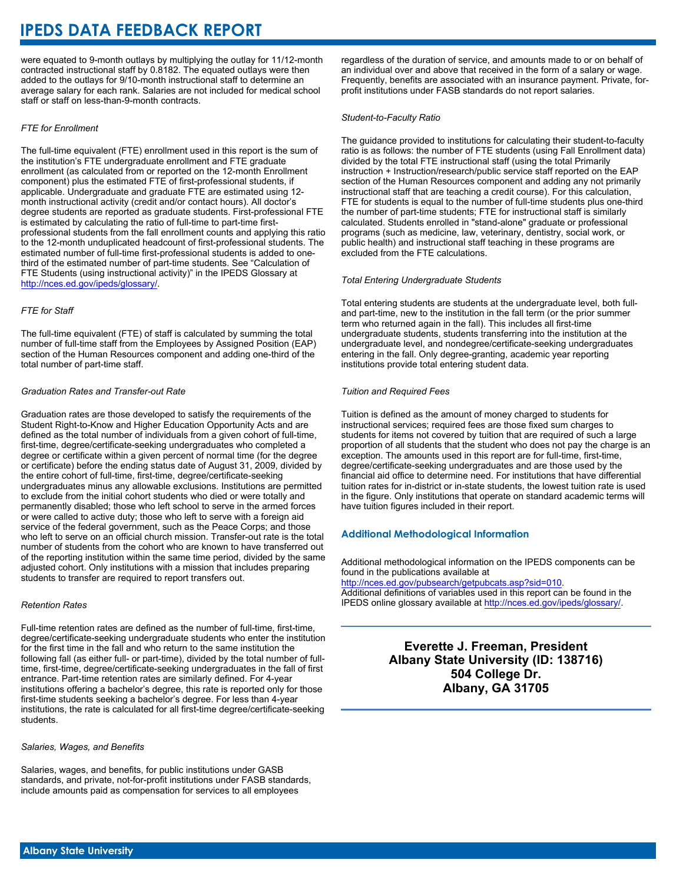were equated to 9-month outlays by multiplying the outlay for 11/12-month contracted instructional staff by 0.8182. The equated outlays were then added to the outlays for 9/10-month instructional staff to determine an average salary for each rank. Salaries are not included for medical school staff or staff on less-than-9-month contracts.

*FTE for Enrollment*

The full-time equivalent (FTE) enrollment used in this report is the sum of the institution's FTE undergraduate enrollment and FTE graduate enrollment (as calculated from or reported on the 12-month Enrollment component) plus the estimated FTE of first-professional students, if applicable. Undergraduate and graduate FTE are estimated using 12-month instructional activity (credit and/or contact hours). All doctor's degree students are reported as graduate students. First-professional FTE is estimated by calculating the ratio of full-time to part-time first-professional students from the fall enrollment counts and applying this ratio to the 12-month unduplicated headcount of first-professional students. The estimated number of full-time first-professional students is added to one-third of the estimated number of part-time students. See "Calculation of FTE Students (using instructional activity)" in the IPEDS Glossary at http://nces.ed.gov/ipeds/glossary/.

*FTE for Staff*

The full-time equivalent (FTE) of staff is calculated by summing the total number of full-time staff from the Employees by Assigned Position (EAP) section of the Human Resources component and adding one-third of the total number of part-time staff.

*Graduation Rates and Transfer-out Rate*

Graduation rates are those developed to satisfy the requirements of the Student Right-to-Know and Higher Education Opportunity Acts and are defined as the total number of individuals from a given cohort of full-time, first-time, degree/certificate-seeking undergraduates who completed a degree or certificate within a given percent of normal time (for the degree or certificate) before the ending status date of August 31, 2009, divided by the entire cohort of full-time, first-time, degree/certificate-seeking undergraduates minus any allowable exclusions. Institutions are permitted to exclude from the initial cohort students who died or were totally and permanently disabled; those who left school to serve in the armed forces or were called to active duty; those who left to serve with a foreign aid service of the federal government, such as the Peace Corps; and those who left to serve on an official church mission. Transfer-out rate is the total number of students from the cohort who are known to have transferred out of the reporting institution within the same time period, divided by the same adjusted cohort. Only institutions with a mission that includes preparing students to transfer are required to report transfers out.

*Retention Rates*

Full-time retention rates are defined as the number of full-time, first-time, degree/certificate-seeking undergraduate students who enter the institution for the first time in the fall and who return to the same institution the following fall (as either full- or part-time), divided by the total number of full-time, first-time, degree/certificate-seeking undergraduates in the fall of first entrance. Part-time retention rates are similarly defined. For 4-year institutions offering a bachelor's degree, this rate is reported only for those first-time students seeking a bachelor's degree. For less than 4-year institutions, the rate is calculated for all first-time degree/certificate-seeking students.

*Salaries, Wages, and Benefits*

Salaries, wages, and benefits, for public institutions under GASB standards, and private, not-for-profit institutions under FASB standards, include amounts paid as compensation for services to all employees regardless of the duration of service, and amounts made to or on behalf of an individual over and above that received in the form of a salary or wage. Frequently, benefits are associated with an insurance payment. Private, for-profit institutions under FASB standards do not report salaries.

*Student-to-Faculty Ratio*

The guidance provided to institutions for calculating their student-to-faculty ratio is as follows: the number of FTE students (using Fall Enrollment data) divided by the total FTE instructional staff (using the total Primarily instruction + Instruction/research/public service staff reported on the EAP section of the Human Resources component and adding any not primarily instructional staff that are teaching a credit course). For this calculation, FTE for students is equal to the number of full-time students plus one-third the number of part-time students; FTE for instructional staff is similarly calculated. Students enrolled in "stand-alone" graduate or professional programs (such as medicine, law, veterinary, dentistry, social work, or public health) and instructional staff teaching in these programs are excluded from the FTE calculations.

*Total Entering Undergraduate Students*

Total entering students are students at the undergraduate level, both full- and part-time, new to the institution in the fall term (or the prior summer term who returned again in the fall). This includes all first-time undergraduate students, students transferring into the institution at the undergraduate level, and nondegree/certificate-seeking undergraduates entering in the fall. Only degree-granting, academic year reporting institutions provide total entering student data.

*Tuition and Required Fees*

Tuition is defined as the amount of money charged to students for instructional services; required fees are those fixed sum charges to students for items not covered by tuition that are required of such a large proportion of all students that the student who does not pay the charge is an exception. The amounts used in this report are for full-time, first-time, degree/certificate-seeking undergraduates and are those used by the financial aid office to determine need. For institutions that have differential tuition rates for in-district or in-state students, the lowest tuition rate is used in the figure. Only institutions that operate on standard academic terms will have tuition figures included in their report.

## Additional Methodological Information

Additional methodological information on the IPEDS components can be found in the publications available at http://nces.ed.gov/pubsearch/getpubcats.asp?sid=010.
Additional definitions of variables used in this report can be found in the IPEDS online glossary available at http://nces.ed.gov/ipeds/glossary/.

---

**Everette J. Freeman, President**
**Albany State University (ID: 138716)**
**504 College Dr.**
**Albany, GA 31705**

---